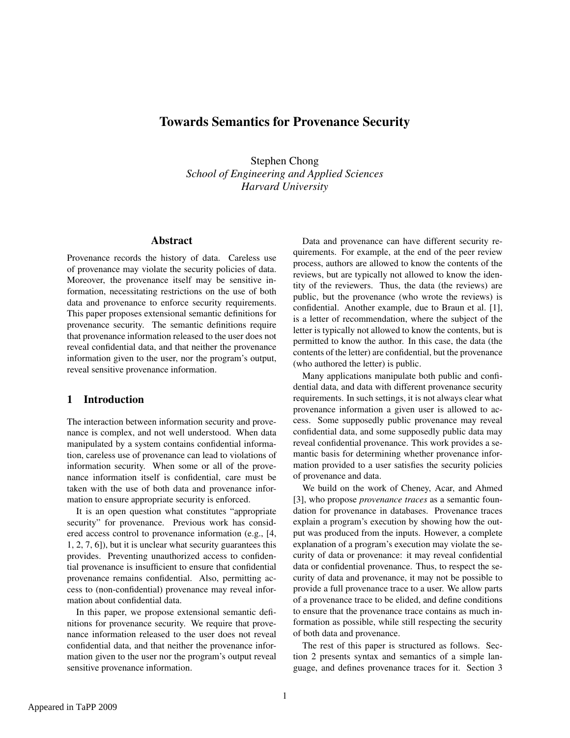# Towards Semantics for Provenance Security

Stephen Chong
*School of Engineering and Applied Sciences*
*Harvard University*

## Abstract

Provenance records the history of data. Careless use of provenance may violate the security policies of data. Moreover, the provenance itself may be sensitive information, necessitating restrictions on the use of both data and provenance to enforce security requirements. This paper proposes extensional semantic definitions for provenance security. The semantic definitions require that provenance information released to the user does not reveal confidential data, and that neither the provenance information given to the user, nor the program's output, reveal sensitive provenance information.

## 1 Introduction

The interaction between information security and provenance is complex, and not well understood. When data manipulated by a system contains confidential information, careless use of provenance can lead to violations of information security. When some or all of the provenance information itself is confidential, care must be taken with the use of both data and provenance information to ensure appropriate security is enforced.

It is an open question what constitutes "appropriate security" for provenance. Previous work has considered access control to provenance information (e.g., [4, 1, 2, 7, 6]), but it is unclear what security guarantees this provides. Preventing unauthorized access to confidential provenance is insufficient to ensure that confidential provenance remains confidential. Also, permitting access to (non-confidential) provenance may reveal information about confidential data.

In this paper, we propose extensional semantic definitions for provenance security. We require that provenance information released to the user does not reveal confidential data, and that neither the provenance information given to the user nor the program's output reveal sensitive provenance information.

Data and provenance can have different security requirements. For example, at the end of the peer review process, authors are allowed to know the contents of the reviews, but are typically not allowed to know the identity of the reviewers. Thus, the data (the reviews) are public, but the provenance (who wrote the reviews) is confidential. Another example, due to Braun et al. [1], is a letter of recommendation, where the subject of the letter is typically not allowed to know the contents, but is permitted to know the author. In this case, the data (the contents of the letter) are confidential, but the provenance (who authored the letter) is public.

Many applications manipulate both public and confidential data, and data with different provenance security requirements. In such settings, it is not always clear what provenance information a given user is allowed to access. Some supposedly public provenance may reveal confidential data, and some supposedly public data may reveal confidential provenance. This work provides a semantic basis for determining whether provenance information provided to a user satisfies the security policies of provenance and data.

We build on the work of Cheney, Acar, and Ahmed [3], who propose *provenance traces* as a semantic foundation for provenance in databases. Provenance traces explain a program's execution by showing how the output was produced from the inputs. However, a complete explanation of a program's execution may violate the security of data or provenance: it may reveal confidential data or confidential provenance. Thus, to respect the security of data and provenance, it may not be possible to provide a full provenance trace to a user. We allow parts of a provenance trace to be elided, and define conditions to ensure that the provenance trace contains as much information as possible, while still respecting the security of both data and provenance.

The rest of this paper is structured as follows. Section 2 presents syntax and semantics of a simple language, and defines provenance traces for it. Section 3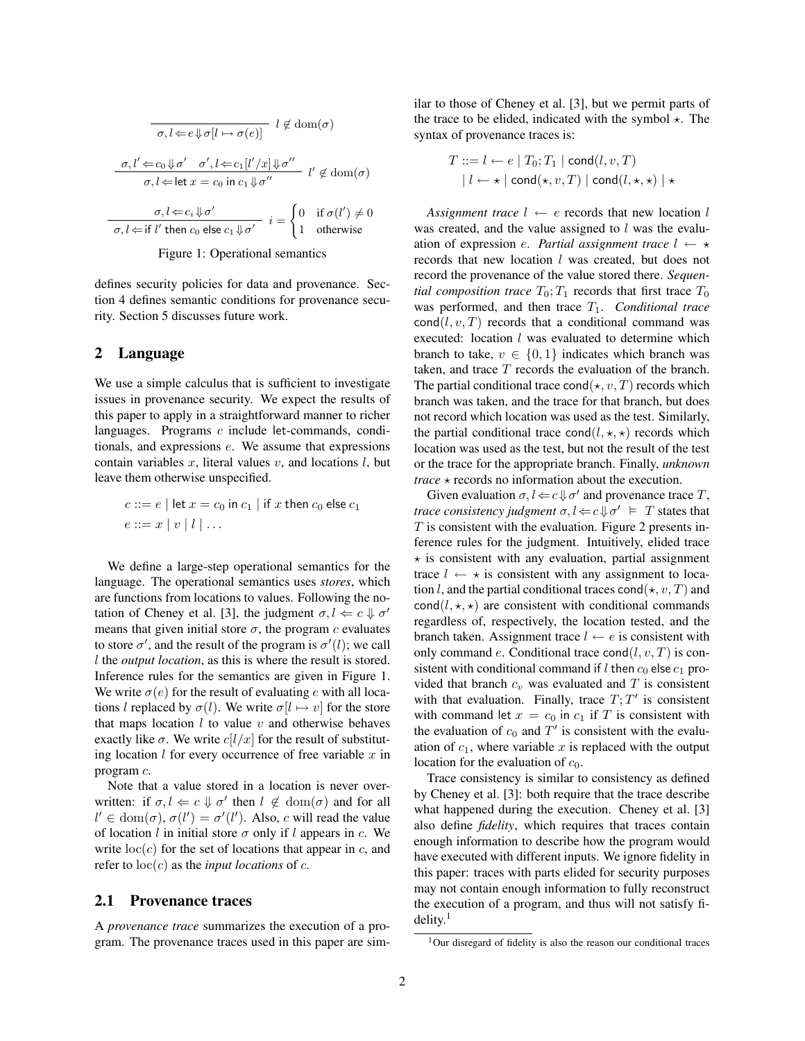$$\frac{}{\sigma, l \Leftarrow e \Downarrow \sigma[l \mapsto \sigma(e)]} \; l \notin \mathrm{dom}(\sigma)$$

$$\frac{\sigma, l' \Leftarrow c_0 \Downarrow \sigma' \quad \sigma', l \Leftarrow c_1[l'/x] \Downarrow \sigma''}{\sigma, l \Leftarrow \mathsf{let}\ x = c_0\ \mathsf{in}\ c_1 \Downarrow \sigma''} \; l' \notin \mathrm{dom}(\sigma)$$

$$\frac{\sigma, l \Leftarrow c_i \Downarrow \sigma'}{\sigma, l \Leftarrow \mathsf{if}\ l'\ \mathsf{then}\ c_0\ \mathsf{else}\ c_1 \Downarrow \sigma'} \; i = \begin{cases} 0 & \text{if } \sigma(l') \neq 0 \\ 1 & \text{otherwise} \end{cases}$$

Figure 1: Operational semantics

defines security policies for data and provenance. Section 4 defines semantic conditions for provenance security. Section 5 discusses future work.

## 2 Language

We use a simple calculus that is sufficient to investigate issues in provenance security. We expect the results of this paper to apply in a straightforward manner to richer languages. Programs $c$ include let-commands, conditionals, and expressions $e$. We assume that expressions contain variables $x$, literal values $v$, and locations $l$, but leave them otherwise unspecified.

$$c ::= e \mid \mathsf{let}\ x = c_0\ \mathsf{in}\ c_1 \mid \mathsf{if}\ x\ \mathsf{then}\ c_0\ \mathsf{else}\ c_1$$
$$e ::= x \mid v \mid l \mid \ldots$$

We define a large-step operational semantics for the language. The operational semantics uses *stores*, which are functions from locations to values. Following the notation of Cheney et al. [3], the judgment $\sigma, l \Leftarrow c \Downarrow \sigma'$ means that given initial store $\sigma$, the program $c$ evaluates to store $\sigma'$, and the result of the program is $\sigma'(l)$; we call $l$ the *output location*, as this is where the result is stored. Inference rules for the semantics are given in Figure 1. We write $\sigma(e)$ for the result of evaluating $e$ with all locations $l$ replaced by $\sigma(l)$. We write $\sigma[l \mapsto v]$ for the store that maps location $l$ to value $v$ and otherwise behaves exactly like $\sigma$. We write $c[l/x]$ for the result of substituting location $l$ for every occurrence of free variable $x$ in program $c$.

Note that a value stored in a location is never overwritten: if $\sigma, l \Leftarrow c \Downarrow \sigma'$ then $l \notin \mathrm{dom}(\sigma)$ and for all $l' \in \mathrm{dom}(\sigma)$, $\sigma(l') = \sigma'(l')$. Also, $c$ will read the value of location $l$ in initial store $\sigma$ only if $l$ appears in $c$. We write $\mathrm{loc}(c)$ for the set of locations that appear in $c$, and refer to $\mathrm{loc}(c)$ as the *input locations* of $c$.

### 2.1 Provenance traces

A *provenance trace* summarizes the execution of a program. The provenance traces used in this paper are similar to those of Cheney et al. [3], but we permit parts of the trace to be elided, indicated with the symbol $\star$. The syntax of provenance traces is:

$$T ::= l \leftarrow e \mid T_0; T_1 \mid \mathsf{cond}(l, v, T)$$
$$\mid l \leftarrow \star \mid \mathsf{cond}(\star, v, T) \mid \mathsf{cond}(l, \star, \star) \mid \star$$

*Assignment trace* $l \leftarrow e$ records that new location $l$ was created, and the value assigned to $l$ was the evaluation of expression $e$. *Partial assignment trace* $l \leftarrow \star$ records that new location $l$ was created, but does not record the provenance of the value stored there. *Sequential composition trace* $T_0; T_1$ records that first trace $T_0$ was performed, and then trace $T_1$. *Conditional trace* $\mathsf{cond}(l, v, T)$ records that a conditional command was executed: location $l$ was evaluated to determine which branch to take, $v \in \{0, 1\}$ indicates which branch was taken, and trace $T$ records the evaluation of the branch. The partial conditional trace $\mathsf{cond}(\star, v, T)$ records which branch was taken, and the trace for that branch, but does not record which location was used as the test. Similarly, the partial conditional trace $\mathsf{cond}(l, \star, \star)$ records which location was used as the test, but not the result of the test or the trace for the appropriate branch. Finally, *unknown trace* $\star$ records no information about the execution.

Given evaluation $\sigma, l \Leftarrow c \Downarrow \sigma'$ and provenance trace $T$, *trace consistency judgment* $\sigma, l \Leftarrow c \Downarrow \sigma' \vDash T$ states that $T$ is consistent with the evaluation. Figure 2 presents inference rules for the judgment. Intuitively, elided trace $\star$ is consistent with any evaluation, partial assignment trace $l \leftarrow \star$ is consistent with any assignment to location $l$, and the partial conditional traces $\mathsf{cond}(\star, v, T)$ and $\mathsf{cond}(l, \star, \star)$ are consistent with conditional commands regardless of, respectively, the location tested, and the branch taken. Assignment trace $l \leftarrow e$ is consistent with only command $e$. Conditional trace $\mathsf{cond}(l, v, T)$ is consistent with conditional command $\mathsf{if}\ l\ \mathsf{then}\ c_0\ \mathsf{else}\ c_1$ provided that branch $c_v$ was evaluated and $T$ is consistent with that evaluation. Finally, trace $T; T'$ is consistent with command $\mathsf{let}\ x = c_0\ \mathsf{in}\ c_1$ if $T$ is consistent with the evaluation of $c_0$ and $T'$ is consistent with the evaluation of $c_1$, where variable $x$ is replaced with the output location for the evaluation of $c_0$.

Trace consistency is similar to consistency as defined by Cheney et al. [3]: both require that the trace describe what happened during the execution. Cheney et al. [3] also define *fidelity*, which requires that traces contain enough information to describe how the program would have executed with different inputs. We ignore fidelity in this paper: traces with parts elided for security purposes may not contain enough information to fully reconstruct the execution of a program, and thus will not satisfy fidelity.[1]

[1] Our disregard of fidelity is also the reason our conditional traces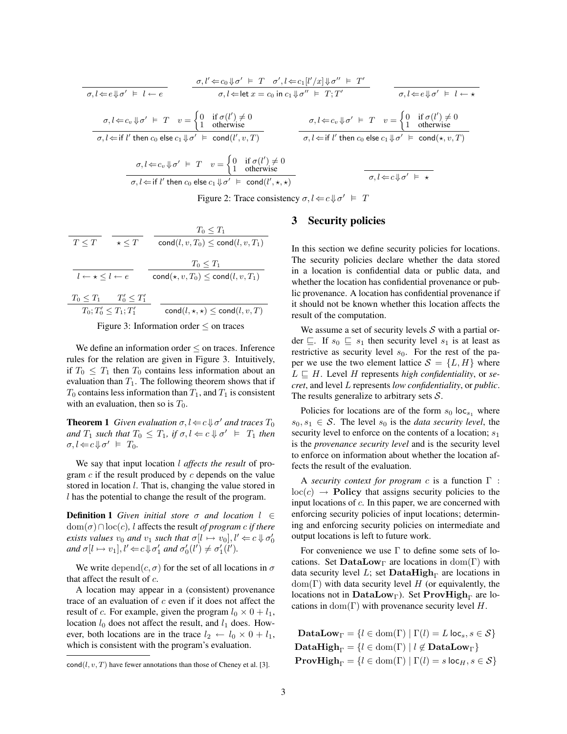$$\frac{}{\sigma, l \Leftarrow e \Downarrow \sigma' \;\models\; l \leftarrow e} \qquad \frac{\sigma, l' \Leftarrow c_0 \Downarrow \sigma' \;\models\; T \quad \sigma', l \Leftarrow c_1[l'/x] \Downarrow \sigma'' \;\models\; T'}{\sigma, l \Leftarrow \mathsf{let}\ x = c_0\ \mathsf{in}\ c_1 \Downarrow \sigma'' \;\models\; T; T'} \qquad \frac{}{\sigma, l \Leftarrow e \Downarrow \sigma' \;\models\; l \leftarrow \star}$$

$$\frac{\sigma, l \Leftarrow c_v \Downarrow \sigma' \;\models\; T \quad v = \begin{cases} 0 & \text{if } \sigma(l') \neq 0 \\ 1 & \text{otherwise} \end{cases}}{\sigma, l \Leftarrow \mathsf{if}\ l'\ \mathsf{then}\ c_0\ \mathsf{else}\ c_1 \Downarrow \sigma' \;\models\; \mathsf{cond}(l', v, T)} \qquad \frac{\sigma, l \Leftarrow c_v \Downarrow \sigma' \;\models\; T \quad v = \begin{cases} 0 & \text{if } \sigma(l') \neq 0 \\ 1 & \text{otherwise} \end{cases}}{\sigma, l \Leftarrow \mathsf{if}\ l'\ \mathsf{then}\ c_0\ \mathsf{else}\ c_1 \Downarrow \sigma' \;\models\; \mathsf{cond}(\star, v, T)}$$

$$\frac{\sigma, l \Leftarrow c_v \Downarrow \sigma' \;\models\; T \quad v = \begin{cases} 0 & \text{if } \sigma(l') \neq 0 \\ 1 & \text{otherwise} \end{cases}}{\sigma, l \Leftarrow \mathsf{if}\ l'\ \mathsf{then}\ c_0\ \mathsf{else}\ c_1 \Downarrow \sigma' \;\models\; \mathsf{cond}(l', \star, \star)} \qquad \frac{}{\sigma, l \Leftarrow c \Downarrow \sigma' \;\models\; \star}$$

Figure 2: Trace consistency $\sigma, l \Leftarrow c \Downarrow \sigma' \;\models\; T$

$$\frac{}{T \leq T} \qquad \frac{}{\star \leq T} \qquad \frac{T_0 \leq T_1}{\mathsf{cond}(l, v, T_0) \leq \mathsf{cond}(l, v, T_1)}$$

$$\frac{}{l \leftarrow \star \leq l \leftarrow e} \qquad \frac{T_0 \leq T_1}{\mathsf{cond}(\star, v, T_0) \leq \mathsf{cond}(l, v, T_1)}$$

$$\frac{T_0 \leq T_1 \quad T_0' \leq T_1'}{T_0; T_0' \leq T_1; T_1'} \qquad \frac{}{\mathsf{cond}(l, \star, \star) \leq \mathsf{cond}(l, v, T)}$$

Figure 3: Information order $\leq$ on traces

We define an information order $\leq$ on traces. Inference rules for the relation are given in Figure 3. Intuitively, if $T_0 \leq T_1$ then $T_0$ contains less information about an evaluation than $T_1$. The following theorem shows that if $T_0$ contains less information than $T_1$, and $T_1$ is consistent with an evaluation, then so is $T_0$.

**Theorem 1** *Given evaluation $\sigma, l \Leftarrow c \Downarrow \sigma'$ and traces $T_0$ and $T_1$ such that $T_0 \leq T_1$, if $\sigma, l \Leftarrow c \Downarrow \sigma' \;\models\; T_1$ then $\sigma, l \Leftarrow c \Downarrow \sigma' \;\models\; T_0$.*

We say that input location $l$ *affects the result* of program $c$ if the result produced by $c$ depends on the value stored in location $l$. That is, changing the value stored in $l$ has the potential to change the result of the program.

**Definition 1** *Given initial store $\sigma$ and location $l \in \mathrm{dom}(\sigma) \cap \mathrm{loc}(c)$, $l$ affects the result of program $c$ if there exists values $v_0$ and $v_1$ such that $\sigma[l \mapsto v_0], l' \Leftarrow c \Downarrow \sigma_0'$ and $\sigma[l \mapsto v_1], l' \Leftarrow c \Downarrow \sigma_1'$ and $\sigma_0'(l') \neq \sigma_1'(l')$.*

We write $\mathrm{depend}(c, \sigma)$ for the set of all locations in $\sigma$ that affect the result of $c$.

A location may appear in a (consistent) provenance trace of an evaluation of $c$ even if it does not affect the result of $c$. For example, given the program $l_0 \times 0 + l_1$, location $l_0$ does not affect the result, and $l_1$ does. However, both locations are in the trace $l_2 \leftarrow l_0 \times 0 + l_1$, which is consistent with the program's evaluation.

$\mathsf{cond}(l, v, T)$ have fewer annotations than those of Cheney et al. [3].

## 3 Security policies

In this section we define security policies for locations. The security policies declare whether the data stored in a location is confidential data or public data, and whether the location has confidential provenance or public provenance. A location has confidential provenance if it should not be known whether this location affects the result of the computation.

We assume a set of security levels $\mathcal{S}$ with a partial order $\sqsubseteq$. If $s_0 \sqsubseteq s_1$ then security level $s_1$ is at least as restrictive as security level $s_0$. For the rest of the paper we use the two element lattice $\mathcal{S} = \{L, H\}$ where $L \sqsubseteq H$. Level $H$ represents *high confidentiality*, or *secret*, and level $L$ represents *low confidentiality*, or *public*. The results generalize to arbitrary sets $\mathcal{S}$.

Policies for locations are of the form $s_0\ \mathsf{loc}_{s_1}$ where $s_0, s_1 \in \mathcal{S}$. The level $s_0$ is the *data security level*, the security level to enforce on the contents of a location; $s_1$ is the *provenance security level* and is the security level to enforce on information about whether the location affects the result of the evaluation.

A *security context for program $c$* is a function $\Gamma : \mathrm{loc}(c) \rightarrow \mathbf{Policy}$ that assigns security policies to the input locations of $c$. In this paper, we are concerned with enforcing security policies of input locations; determining and enforcing security policies on intermediate and output locations is left to future work.

For convenience we use $\Gamma$ to define some sets of locations. Set $\mathbf{DataLow}_\Gamma$ are locations in $\mathrm{dom}(\Gamma)$ with data security level $L$; set $\mathbf{DataHigh}_\Gamma$ are locations in $\mathrm{dom}(\Gamma)$ with data security level $H$ (or equivalently, the locations not in $\mathbf{DataLow}_\Gamma$). Set $\mathbf{ProvHigh}_\Gamma$ are locations in $\mathrm{dom}(\Gamma)$ with provenance security level $H$.

$$\mathbf{DataLow}_\Gamma = \{l \in \mathrm{dom}(\Gamma) \mid \Gamma(l) = L\ \mathsf{loc}_s, s \in \mathcal{S}\}$$
$$\mathbf{DataHigh}_\Gamma = \{l \in \mathrm{dom}(\Gamma) \mid l \notin \mathbf{DataLow}_\Gamma\}$$
$$\mathbf{ProvHigh}_\Gamma = \{l \in \mathrm{dom}(\Gamma) \mid \Gamma(l) = s\ \mathsf{loc}_H, s \in \mathcal{S}\}$$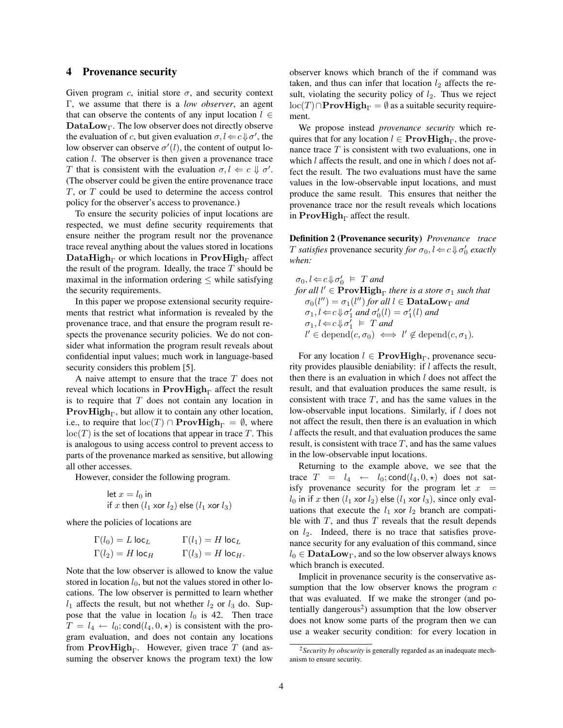## 4 Provenance security

Given program $c$, initial store $\sigma$, and security context $\Gamma$, we assume that there is a *low observer*, an agent that can observe the contents of any input location $l \in \mathbf{DataLow}_\Gamma$. The low observer does not directly observe the evaluation of $c$, but given evaluation $\sigma, l \Leftarrow c \Downarrow \sigma'$, the low observer can observe $\sigma'(l)$, the content of output location $l$. The observer is then given a provenance trace $T$ that is consistent with the evaluation $\sigma, l \Leftarrow c \Downarrow \sigma'$. (The observer could be given the entire provenance trace $T$, or $T$ could be used to determine the access control policy for the observer's access to provenance.)

To ensure the security policies of input locations are respected, we must define security requirements that ensure neither the program result nor the provenance trace reveal anything about the values stored in locations $\mathbf{DataHigh}_\Gamma$ or which locations in $\mathbf{ProvHigh}_\Gamma$ affect the result of the program. Ideally, the trace $T$ should be maximal in the information ordering $\leq$ while satisfying the security requirements.

In this paper we propose extensional security requirements that restrict what information is revealed by the provenance trace, and that ensure the program result respects the provenance security policies. We do not consider what information the program result reveals about confidential input values; much work in language-based security considers this problem [5].

A naive attempt to ensure that the trace $T$ does not reveal which locations in $\mathbf{ProvHigh}_\Gamma$ affect the result is to require that $T$ does not contain any location in $\mathbf{ProvHigh}_\Gamma$, but allow it to contain any other location, i.e., to require that $\mathrm{loc}(T) \cap \mathbf{ProvHigh}_\Gamma = \emptyset$, where $\mathrm{loc}(T)$ is the set of locations that appear in trace $T$. This is analogous to using access control to prevent access to parts of the provenance marked as sensitive, but allowing all other accesses.

However, consider the following program.

$$\begin{array}{l} \mathsf{let}\ x = l_0\ \mathsf{in} \\ \mathsf{if}\ x\ \mathsf{then}\ (l_1\ \mathsf{xor}\ l_2)\ \mathsf{else}\ (l_1\ \mathsf{xor}\ l_3) \end{array}$$

where the policies of locations are

$$\begin{array}{ll} \Gamma(l_0) = L\ \mathsf{loc}_L & \Gamma(l_1) = H\ \mathsf{loc}_L \\ \Gamma(l_2) = H\ \mathsf{loc}_H & \Gamma(l_3) = H\ \mathsf{loc}_H. \end{array}$$

Note that the low observer is allowed to know the value stored in location $l_0$, but not the values stored in other locations. The low observer is permitted to learn whether $l_1$ affects the result, but not whether $l_2$ or $l_3$ do. Suppose that the value in location $l_0$ is 42. Then trace $T = l_4 \leftarrow l_0; \mathsf{cond}(l_4, 0, \star)$ is consistent with the program evaluation, and does not contain any locations from $\mathbf{ProvHigh}_\Gamma$. However, given trace $T$ (and assuming the observer knows the program text) the low observer knows which branch of the if command was taken, and thus can infer that location $l_2$ affects the result, violating the security policy of $l_2$. Thus we reject $\mathrm{loc}(T) \cap \mathbf{ProvHigh}_\Gamma = \emptyset$ as a suitable security requirement.

We propose instead *provenance security* which requires that for any location $l \in \mathbf{ProvHigh}_\Gamma$, the provenance trace $T$ is consistent with two evaluations, one in which $l$ affects the result, and one in which $l$ does not affect the result. The two evaluations must have the same values in the low-observable input locations, and must produce the same result. This ensures that neither the provenance trace nor the result reveals which locations in $\mathbf{ProvHigh}_\Gamma$ affect the result.

**Definition 2 (Provenance security)** *Provenance trace $T$ satisfies* provenance security *for $\sigma_0, l \Leftarrow c \Downarrow \sigma'_0$ exactly when:*

$$\begin{array}{l} \sigma_0, l \Leftarrow c \Downarrow \sigma'_0 \ \vDash\ T \textit{ and} \\ \textit{for all } l' \in \mathbf{ProvHigh}_\Gamma \textit{ there is a store } \sigma_1 \textit{ such that} \\ \quad \sigma_0(l'') = \sigma_1(l'') \textit{ for all } l \in \mathbf{DataLow}_\Gamma \textit{ and} \\ \quad \sigma_1, l \Leftarrow c \Downarrow \sigma'_1 \textit{ and } \sigma'_0(l) = \sigma'_1(l) \textit{ and} \\ \quad \sigma_1, l \Leftarrow c \Downarrow \sigma'_1 \ \vDash\ T \textit{ and} \\ \quad l' \in \mathrm{depend}(c, \sigma_0) \iff l' \notin \mathrm{depend}(c, \sigma_1). \end{array}$$

For any location $l \in \mathbf{ProvHigh}_\Gamma$, provenance security provides plausible deniability: if $l$ affects the result, then there is an evaluation in which $l$ does not affect the result, and that evaluation produces the same result, is consistent with trace $T$, and has the same values in the low-observable input locations. Similarly, if $l$ does not affect the result, then there is an evaluation in which $l$ affects the result, and that evaluation produces the same result, is consistent with trace $T$, and has the same values in the low-observable input locations.

Returning to the example above, we see that the trace $T = l_4 \leftarrow l_0; \mathsf{cond}(l_4, 0, \star)$ does not satisfy provenance security for the program $\mathsf{let}\ x = l_0\ \mathsf{in}\ \mathsf{if}\ x\ \mathsf{then}\ (l_1\ \mathsf{xor}\ l_2)\ \mathsf{else}\ (l_1\ \mathsf{xor}\ l_3)$, since only evaluations that execute the $l_1\ \mathsf{xor}\ l_2$ branch are compatible with $T$, and thus $T$ reveals that the result depends on $l_2$. Indeed, there is no trace that satisfies provenance security for any evaluation of this command, since $l_0 \in \mathbf{DataLow}_\Gamma$, and so the low observer always knows which branch is executed.

Implicit in provenance security is the conservative assumption that the low observer knows the program $c$ that was evaluated. If we make the stronger (and potentially dangerous[2]) assumption that the low observer does not know some parts of the program then we can use a weaker security condition: for every location in

[2] *Security by obscurity* is generally regarded as an inadequate mechanism to ensure security.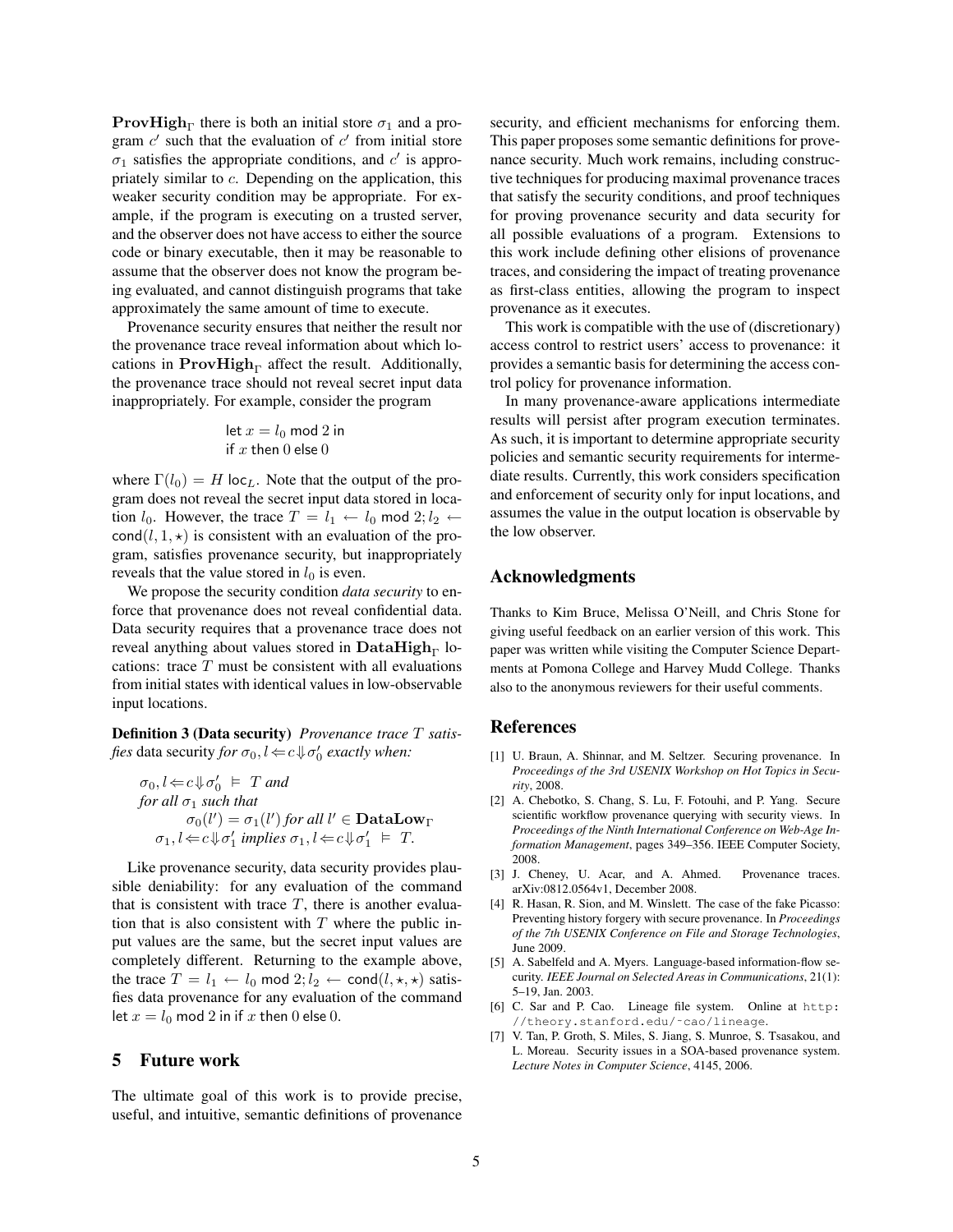$\mathbf{ProvHigh}_\Gamma$ there is both an initial store $\sigma_1$ and a program $c'$ such that the evaluation of $c'$ from initial store $\sigma_1$ satisfies the appropriate conditions, and $c'$ is appropriately similar to $c$. Depending on the application, this weaker security condition may be appropriate. For example, if the program is executing on a trusted server, and the observer does not have access to either the source code or binary executable, then it may be reasonable to assume that the observer does not know the program being evaluated, and cannot distinguish programs that take approximately the same amount of time to execute.

Provenance security ensures that neither the result nor the provenance trace reveal information about which locations in $\mathbf{ProvHigh}_\Gamma$ affect the result. Additionally, the provenance trace should not reveal secret input data inappropriately. For example, consider the program

$$\begin{array}{l}\mathsf{let}\ x = l_0\ \mathsf{mod}\ 2\ \mathsf{in}\\ \mathsf{if}\ x\ \mathsf{then}\ 0\ \mathsf{else}\ 0\end{array}$$

where $\Gamma(l_0) = H\ \mathsf{loc}_L$. Note that the output of the program does not reveal the secret input data stored in location $l_0$. However, the trace $T = l_1 \leftarrow l_0\ \mathsf{mod}\ 2; l_2 \leftarrow \mathsf{cond}(l, 1, \star)$ is consistent with an evaluation of the program, satisfies provenance security, but inappropriately reveals that the value stored in $l_0$ is even.

We propose the security condition *data security* to enforce that provenance does not reveal confidential data. Data security requires that a provenance trace does not reveal anything about values stored in $\mathbf{DataHigh}_\Gamma$ locations: trace $T$ must be consistent with all evaluations from initial states with identical values in low-observable input locations.

**Definition 3 (Data security)** *Provenance trace $T$ satisfies* data security *for $\sigma_0, l \Leftarrow c \Downarrow \sigma_0'$ exactly when:*

$$\begin{array}{l}\sigma_0, l \Leftarrow c \Downarrow \sigma_0' \ \vDash\ T \textit{ and}\\ \textit{for all } \sigma_1 \textit{ such that}\\ \qquad \sigma_0(l') = \sigma_1(l') \textit{ for all } l' \in \mathbf{DataLow}_\Gamma\\ \quad \sigma_1, l \Leftarrow c \Downarrow \sigma_1' \textit{ implies } \sigma_1, l \Leftarrow c \Downarrow \sigma_1' \ \vDash\ T.\end{array}$$

Like provenance security, data security provides plausible deniability: for any evaluation of the command that is consistent with trace $T$, there is another evaluation that is also consistent with $T$ where the public input values are the same, but the secret input values are completely different. Returning to the example above, the trace $T = l_1 \leftarrow l_0\ \mathsf{mod}\ 2; l_2 \leftarrow \mathsf{cond}(l, \star, \star)$ satisfies data provenance for any evaluation of the command $\mathsf{let}\ x = l_0\ \mathsf{mod}\ 2\ \mathsf{in}\ \mathsf{if}\ x\ \mathsf{then}\ 0\ \mathsf{else}\ 0$.

## 5 Future work

The ultimate goal of this work is to provide precise, useful, and intuitive, semantic definitions of provenance security, and efficient mechanisms for enforcing them. This paper proposes some semantic definitions for provenance security. Much work remains, including constructive techniques for producing maximal provenance traces that satisfy the security conditions, and proof techniques for proving provenance security and data security for all possible evaluations of a program. Extensions to this work include defining other elisions of provenance traces, and considering the impact of treating provenance as first-class entities, allowing the program to inspect provenance as it executes.

This work is compatible with the use of (discretionary) access control to restrict users' access to provenance: it provides a semantic basis for determining the access control policy for provenance information.

In many provenance-aware applications intermediate results will persist after program execution terminates. As such, it is important to determine appropriate security policies and semantic security requirements for intermediate results. Currently, this work considers specification and enforcement of security only for input locations, and assumes the value in the output location is observable by the low observer.

## Acknowledgments

Thanks to Kim Bruce, Melissa O'Neill, and Chris Stone for giving useful feedback on an earlier version of this work. This paper was written while visiting the Computer Science Departments at Pomona College and Harvey Mudd College. Thanks also to the anonymous reviewers for their useful comments.

## References

[1] U. Braun, A. Shinnar, and M. Seltzer. Securing provenance. In *Proceedings of the 3rd USENIX Workshop on Hot Topics in Security*, 2008.

[2] A. Chebotko, S. Chang, S. Lu, F. Fotouhi, and P. Yang. Secure scientific workflow provenance querying with security views. In *Proceedings of the Ninth International Conference on Web-Age Information Management*, pages 349–356. IEEE Computer Society, 2008.

[3] J. Cheney, U. Acar, and A. Ahmed. Provenance traces. arXiv:0812.0564v1, December 2008.

[4] R. Hasan, R. Sion, and M. Winslett. The case of the fake Picasso: Preventing history forgery with secure provenance. In *Proceedings of the 7th USENIX Conference on File and Storage Technologies*, June 2009.

[5] A. Sabelfeld and A. Myers. Language-based information-flow security. *IEEE Journal on Selected Areas in Communications*, 21(1): 5–19, Jan. 2003.

[6] C. Sar and P. Cao. Lineage file system. Online at `http://theory.stanford.edu/~cao/lineage`.

[7] V. Tan, P. Groth, S. Miles, S. Jiang, S. Munroe, S. Tsasakou, and L. Moreau. Security issues in a SOA-based provenance system. *Lecture Notes in Computer Science*, 4145, 2006.